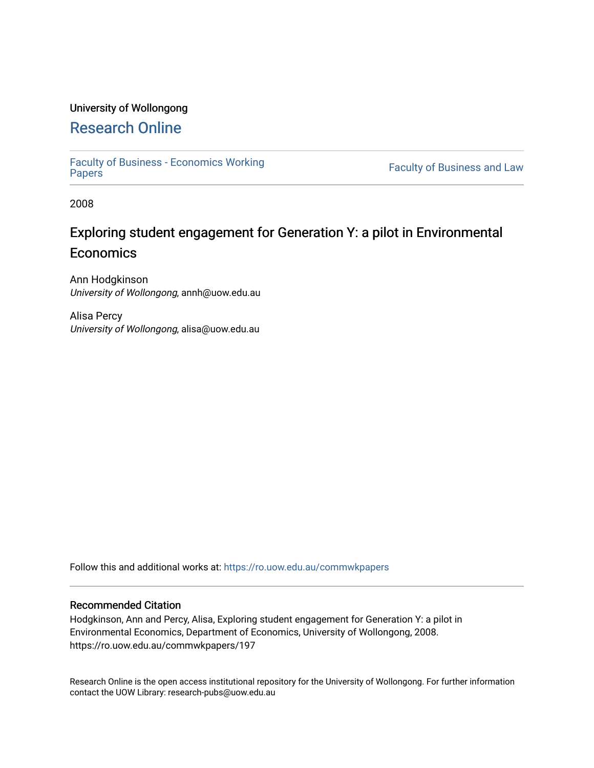University of Wollongong

# Research Online

Faculty of Business - Economics Working Papers | Faculty of Business and Law

2008

## Exploring student engagement for Generation Y: a pilot in Environmental Economics

Ann Hodgkinson
*University of Wollongong*, annh@uow.edu.au

Alisa Percy
*University of Wollongong*, alisa@uow.edu.au

Follow this and additional works at: https://ro.uow.edu.au/commwkpapers

### Recommended Citation

Hodgkinson, Ann and Percy, Alisa, Exploring student engagement for Generation Y: a pilot in Environmental Economics, Department of Economics, University of Wollongong, 2008. https://ro.uow.edu.au/commwkpapers/197

Research Online is the open access institutional repository for the University of Wollongong. For further information contact the UOW Library: research-pubs@uow.edu.au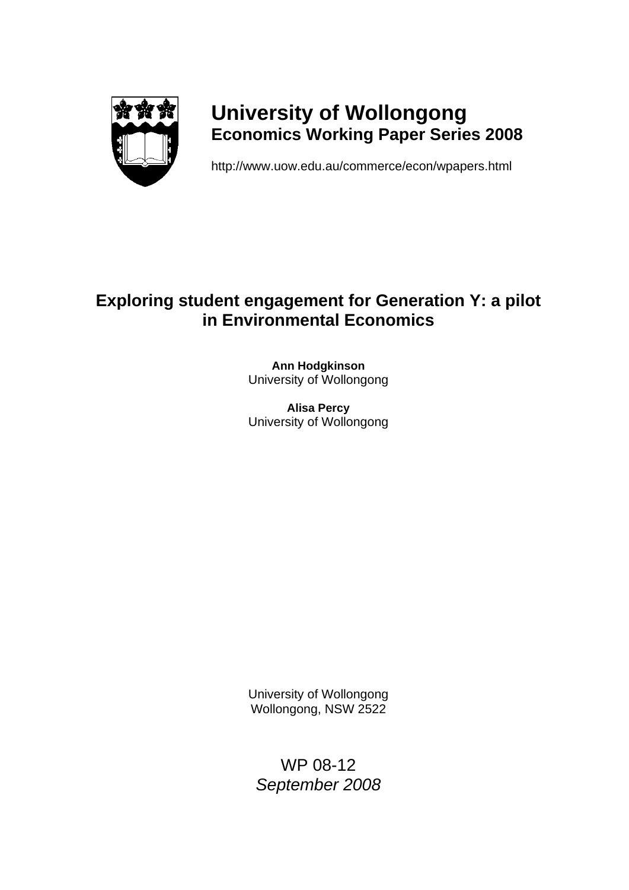# University of Wollongong
## Economics Working Paper Series 2008

http://www.uow.edu.au/commerce/econ/wpapers.html

# Exploring student engagement for Generation Y: a pilot in Environmental Economics

**Ann Hodgkinson**
University of Wollongong

**Alisa Percy**
University of Wollongong

University of Wollongong
Wollongong, NSW 2522

WP 08-12
*September 2008*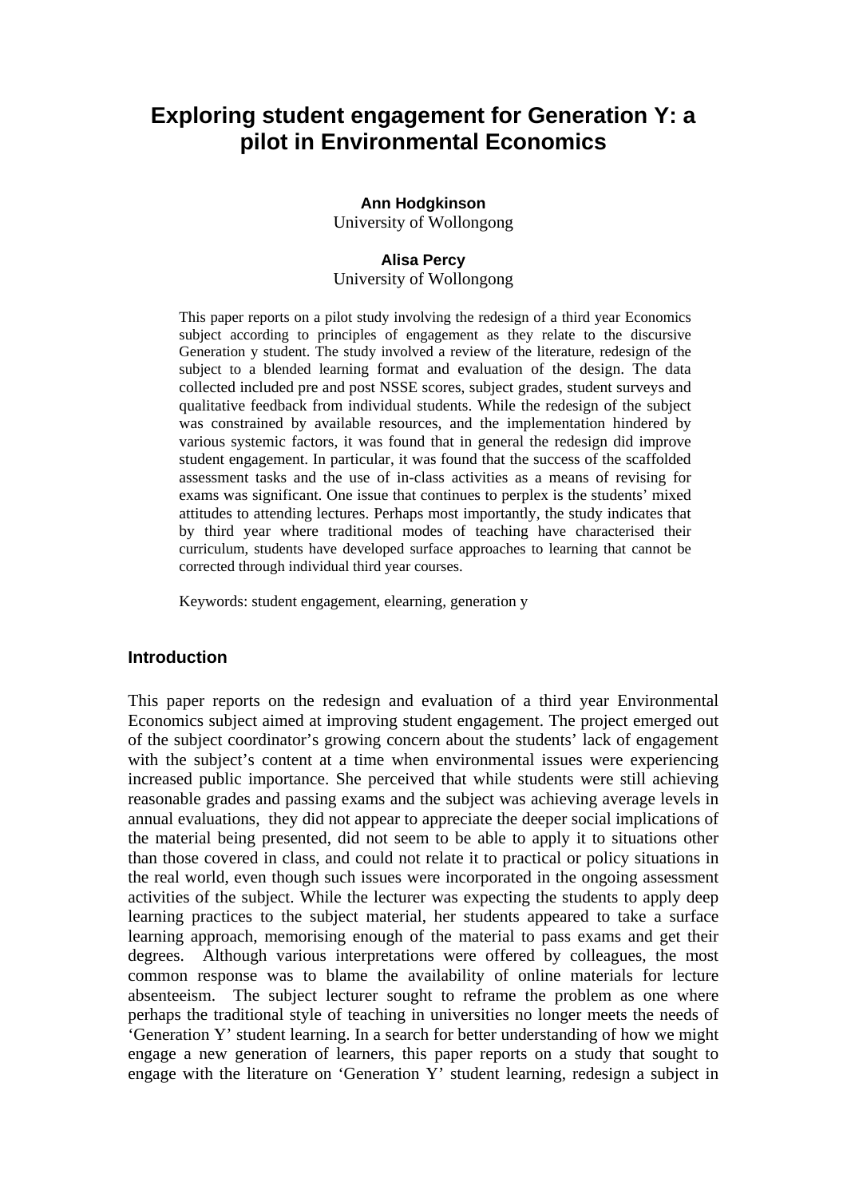# Exploring student engagement for Generation Y: a pilot in Environmental Economics

**Ann Hodgkinson**
University of Wollongong

**Alisa Percy**
University of Wollongong

This paper reports on a pilot study involving the redesign of a third year Economics subject according to principles of engagement as they relate to the discursive Generation y student. The study involved a review of the literature, redesign of the subject to a blended learning format and evaluation of the design. The data collected included pre and post NSSE scores, subject grades, student surveys and qualitative feedback from individual students. While the redesign of the subject was constrained by available resources, and the implementation hindered by various systemic factors, it was found that in general the redesign did improve student engagement. In particular, it was found that the success of the scaffolded assessment tasks and the use of in-class activities as a means of revising for exams was significant. One issue that continues to perplex is the students' mixed attitudes to attending lectures. Perhaps most importantly, the study indicates that by third year where traditional modes of teaching have characterised their curriculum, students have developed surface approaches to learning that cannot be corrected through individual third year courses.

Keywords: student engagement, elearning, generation y

## Introduction

This paper reports on the redesign and evaluation of a third year Environmental Economics subject aimed at improving student engagement. The project emerged out of the subject coordinator's growing concern about the students' lack of engagement with the subject's content at a time when environmental issues were experiencing increased public importance. She perceived that while students were still achieving reasonable grades and passing exams and the subject was achieving average levels in annual evaluations, they did not appear to appreciate the deeper social implications of the material being presented, did not seem to be able to apply it to situations other than those covered in class, and could not relate it to practical or policy situations in the real world, even though such issues were incorporated in the ongoing assessment activities of the subject. While the lecturer was expecting the students to apply deep learning practices to the subject material, her students appeared to take a surface learning approach, memorising enough of the material to pass exams and get their degrees. Although various interpretations were offered by colleagues, the most common response was to blame the availability of online materials for lecture absenteeism. The subject lecturer sought to reframe the problem as one where perhaps the traditional style of teaching in universities no longer meets the needs of 'Generation Y' student learning. In a search for better understanding of how we might engage a new generation of learners, this paper reports on a study that sought to engage with the literature on 'Generation Y' student learning, redesign a subject in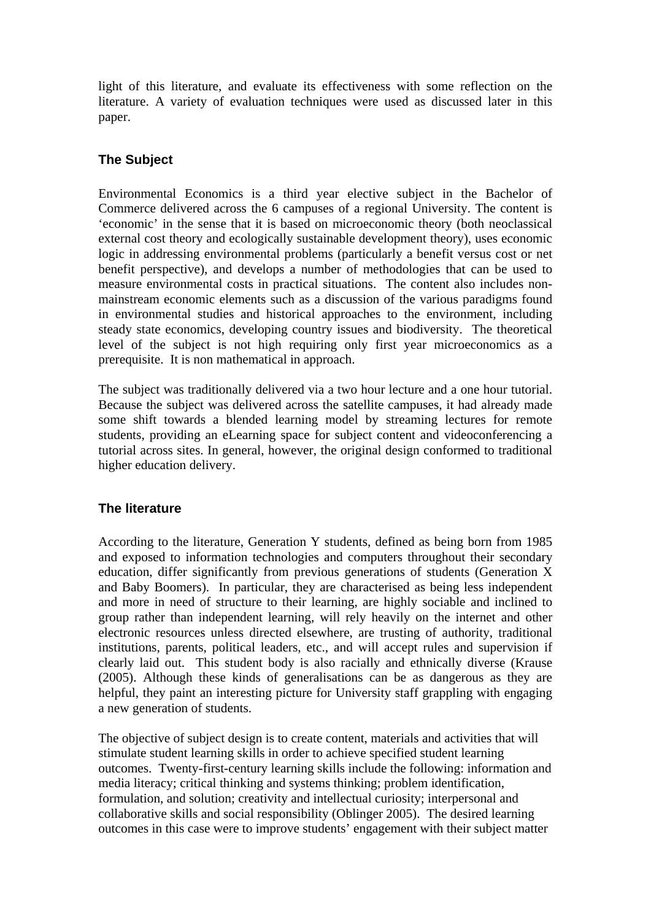light of this literature, and evaluate its effectiveness with some reflection on the literature. A variety of evaluation techniques were used as discussed later in this paper.

## The Subject

Environmental Economics is a third year elective subject in the Bachelor of Commerce delivered across the 6 campuses of a regional University. The content is 'economic' in the sense that it is based on microeconomic theory (both neoclassical external cost theory and ecologically sustainable development theory), uses economic logic in addressing environmental problems (particularly a benefit versus cost or net benefit perspective), and develops a number of methodologies that can be used to measure environmental costs in practical situations. The content also includes non-mainstream economic elements such as a discussion of the various paradigms found in environmental studies and historical approaches to the environment, including steady state economics, developing country issues and biodiversity. The theoretical level of the subject is not high requiring only first year microeconomics as a prerequisite. It is non mathematical in approach.

The subject was traditionally delivered via a two hour lecture and a one hour tutorial. Because the subject was delivered across the satellite campuses, it had already made some shift towards a blended learning model by streaming lectures for remote students, providing an eLearning space for subject content and videoconferencing a tutorial across sites. In general, however, the original design conformed to traditional higher education delivery.

## The literature

According to the literature, Generation Y students, defined as being born from 1985 and exposed to information technologies and computers throughout their secondary education, differ significantly from previous generations of students (Generation X and Baby Boomers). In particular, they are characterised as being less independent and more in need of structure to their learning, are highly sociable and inclined to group rather than independent learning, will rely heavily on the internet and other electronic resources unless directed elsewhere, are trusting of authority, traditional institutions, parents, political leaders, etc., and will accept rules and supervision if clearly laid out. This student body is also racially and ethnically diverse (Krause (2005). Although these kinds of generalisations can be as dangerous as they are helpful, they paint an interesting picture for University staff grappling with engaging a new generation of students.

The objective of subject design is to create content, materials and activities that will stimulate student learning skills in order to achieve specified student learning outcomes. Twenty-first-century learning skills include the following: information and media literacy; critical thinking and systems thinking; problem identification, formulation, and solution; creativity and intellectual curiosity; interpersonal and collaborative skills and social responsibility (Oblinger 2005). The desired learning outcomes in this case were to improve students' engagement with their subject matter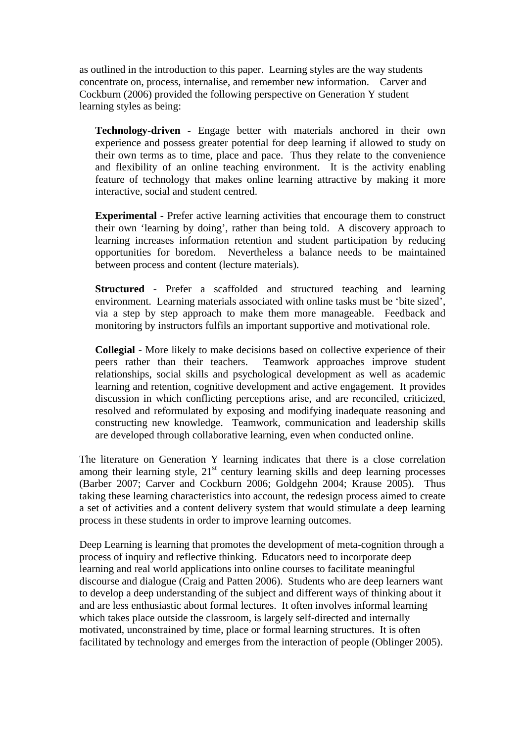as outlined in the introduction to this paper. Learning styles are the way students concentrate on, process, internalise, and remember new information. Carver and Cockburn (2006) provided the following perspective on Generation Y student learning styles as being:

> **Technology-driven** - Engage better with materials anchored in their own experience and possess greater potential for deep learning if allowed to study on their own terms as to time, place and pace. Thus they relate to the convenience and flexibility of an online teaching environment. It is the activity enabling feature of technology that makes online learning attractive by making it more interactive, social and student centred.
>
> **Experimental** - Prefer active learning activities that encourage them to construct their own 'learning by doing', rather than being told. A discovery approach to learning increases information retention and student participation by reducing opportunities for boredom. Nevertheless a balance needs to be maintained between process and content (lecture materials).
>
> **Structured** - Prefer a scaffolded and structured teaching and learning environment. Learning materials associated with online tasks must be 'bite sized', via a step by step approach to make them more manageable. Feedback and monitoring by instructors fulfils an important supportive and motivational role.
>
> **Collegial** - More likely to make decisions based on collective experience of their peers rather than their teachers. Teamwork approaches improve student relationships, social skills and psychological development as well as academic learning and retention, cognitive development and active engagement. It provides discussion in which conflicting perceptions arise, and are reconciled, criticized, resolved and reformulated by exposing and modifying inadequate reasoning and constructing new knowledge. Teamwork, communication and leadership skills are developed through collaborative learning, even when conducted online.

The literature on Generation Y learning indicates that there is a close correlation among their learning style, 21st century learning skills and deep learning processes (Barber 2007; Carver and Cockburn 2006; Goldgehn 2004; Krause 2005). Thus taking these learning characteristics into account, the redesign process aimed to create a set of activities and a content delivery system that would stimulate a deep learning process in these students in order to improve learning outcomes.

Deep Learning is learning that promotes the development of meta-cognition through a process of inquiry and reflective thinking. Educators need to incorporate deep learning and real world applications into online courses to facilitate meaningful discourse and dialogue (Craig and Patten 2006). Students who are deep learners want to develop a deep understanding of the subject and different ways of thinking about it and are less enthusiastic about formal lectures. It often involves informal learning which takes place outside the classroom, is largely self-directed and internally motivated, unconstrained by time, place or formal learning structures. It is often facilitated by technology and emerges from the interaction of people (Oblinger 2005).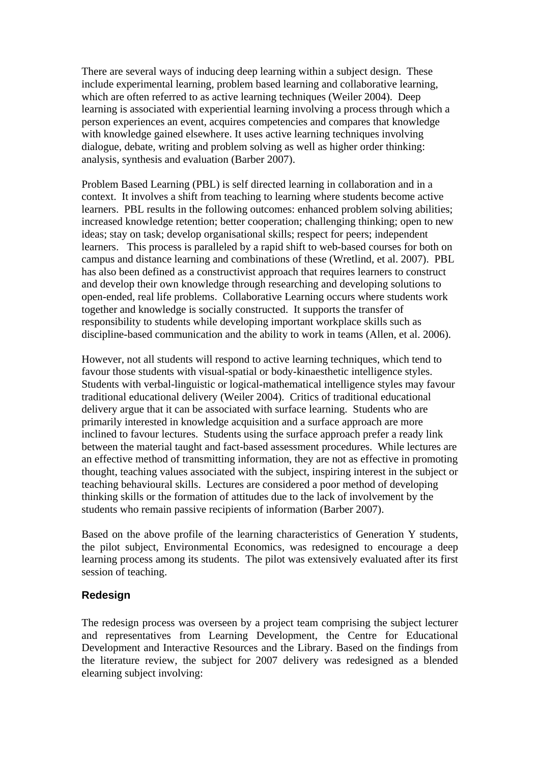There are several ways of inducing deep learning within a subject design. These include experimental learning, problem based learning and collaborative learning, which are often referred to as active learning techniques (Weiler 2004). Deep learning is associated with experiential learning involving a process through which a person experiences an event, acquires competencies and compares that knowledge with knowledge gained elsewhere. It uses active learning techniques involving dialogue, debate, writing and problem solving as well as higher order thinking: analysis, synthesis and evaluation (Barber 2007).

Problem Based Learning (PBL) is self directed learning in collaboration and in a context. It involves a shift from teaching to learning where students become active learners. PBL results in the following outcomes: enhanced problem solving abilities; increased knowledge retention; better cooperation; challenging thinking; open to new ideas; stay on task; develop organisational skills; respect for peers; independent learners. This process is paralleled by a rapid shift to web-based courses for both on campus and distance learning and combinations of these (Wretlind, et al. 2007). PBL has also been defined as a constructivist approach that requires learners to construct and develop their own knowledge through researching and developing solutions to open-ended, real life problems. Collaborative Learning occurs where students work together and knowledge is socially constructed. It supports the transfer of responsibility to students while developing important workplace skills such as discipline-based communication and the ability to work in teams (Allen, et al. 2006).

However, not all students will respond to active learning techniques, which tend to favour those students with visual-spatial or body-kinaesthetic intelligence styles. Students with verbal-linguistic or logical-mathematical intelligence styles may favour traditional educational delivery (Weiler 2004). Critics of traditional educational delivery argue that it can be associated with surface learning. Students who are primarily interested in knowledge acquisition and a surface approach are more inclined to favour lectures. Students using the surface approach prefer a ready link between the material taught and fact-based assessment procedures. While lectures are an effective method of transmitting information, they are not as effective in promoting thought, teaching values associated with the subject, inspiring interest in the subject or teaching behavioural skills. Lectures are considered a poor method of developing thinking skills or the formation of attitudes due to the lack of involvement by the students who remain passive recipients of information (Barber 2007).

Based on the above profile of the learning characteristics of Generation Y students, the pilot subject, Environmental Economics, was redesigned to encourage a deep learning process among its students. The pilot was extensively evaluated after its first session of teaching.

## Redesign

The redesign process was overseen by a project team comprising the subject lecturer and representatives from Learning Development, the Centre for Educational Development and Interactive Resources and the Library. Based on the findings from the literature review, the subject for 2007 delivery was redesigned as a blended elearning subject involving: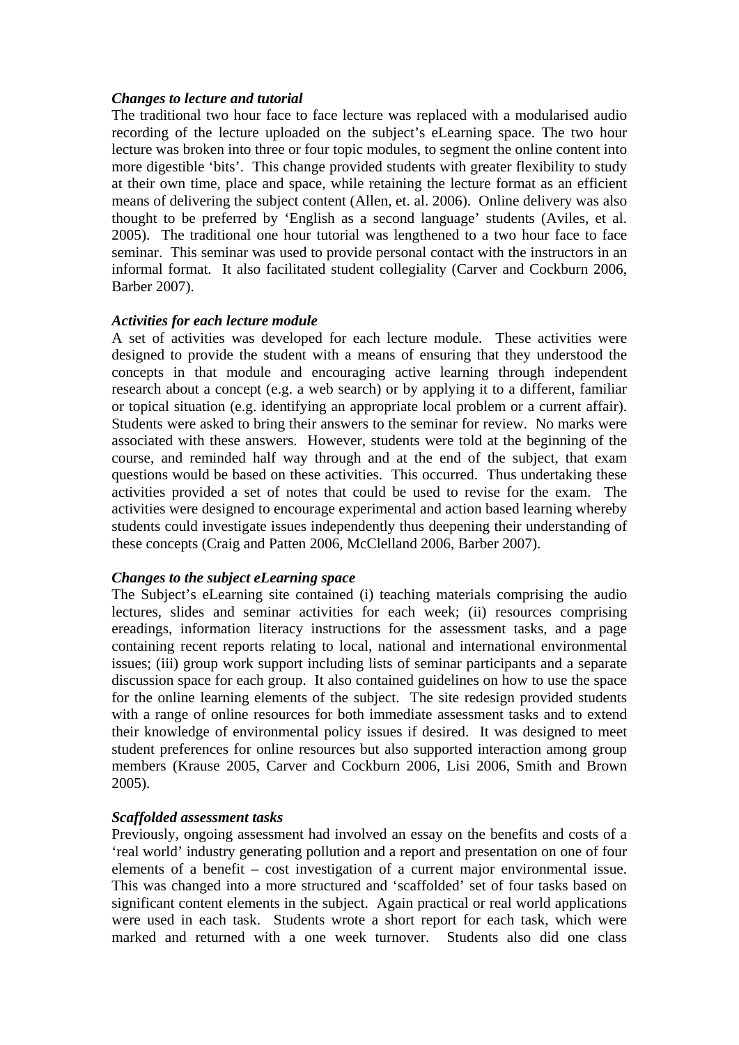***Changes to lecture and tutorial***

The traditional two hour face to face lecture was replaced with a modularised audio recording of the lecture uploaded on the subject's eLearning space. The two hour lecture was broken into three or four topic modules, to segment the online content into more digestible 'bits'. This change provided students with greater flexibility to study at their own time, place and space, while retaining the lecture format as an efficient means of delivering the subject content (Allen, et. al. 2006). Online delivery was also thought to be preferred by 'English as a second language' students (Aviles, et al. 2005). The traditional one hour tutorial was lengthened to a two hour face to face seminar. This seminar was used to provide personal contact with the instructors in an informal format. It also facilitated student collegiality (Carver and Cockburn 2006, Barber 2007).

***Activities for each lecture module***

A set of activities was developed for each lecture module. These activities were designed to provide the student with a means of ensuring that they understood the concepts in that module and encouraging active learning through independent research about a concept (e.g. a web search) or by applying it to a different, familiar or topical situation (e.g. identifying an appropriate local problem or a current affair). Students were asked to bring their answers to the seminar for review. No marks were associated with these answers. However, students were told at the beginning of the course, and reminded half way through and at the end of the subject, that exam questions would be based on these activities. This occurred. Thus undertaking these activities provided a set of notes that could be used to revise for the exam. The activities were designed to encourage experimental and action based learning whereby students could investigate issues independently thus deepening their understanding of these concepts (Craig and Patten 2006, McClelland 2006, Barber 2007).

***Changes to the subject eLearning space***

The Subject's eLearning site contained (i) teaching materials comprising the audio lectures, slides and seminar activities for each week; (ii) resources comprising ereadings, information literacy instructions for the assessment tasks, and a page containing recent reports relating to local, national and international environmental issues; (iii) group work support including lists of seminar participants and a separate discussion space for each group. It also contained guidelines on how to use the space for the online learning elements of the subject. The site redesign provided students with a range of online resources for both immediate assessment tasks and to extend their knowledge of environmental policy issues if desired. It was designed to meet student preferences for online resources but also supported interaction among group members (Krause 2005, Carver and Cockburn 2006, Lisi 2006, Smith and Brown 2005).

***Scaffolded assessment tasks***

Previously, ongoing assessment had involved an essay on the benefits and costs of a 'real world' industry generating pollution and a report and presentation on one of four elements of a benefit – cost investigation of a current major environmental issue. This was changed into a more structured and 'scaffolded' set of four tasks based on significant content elements in the subject. Again practical or real world applications were used in each task. Students wrote a short report for each task, which were marked and returned with a one week turnover. Students also did one class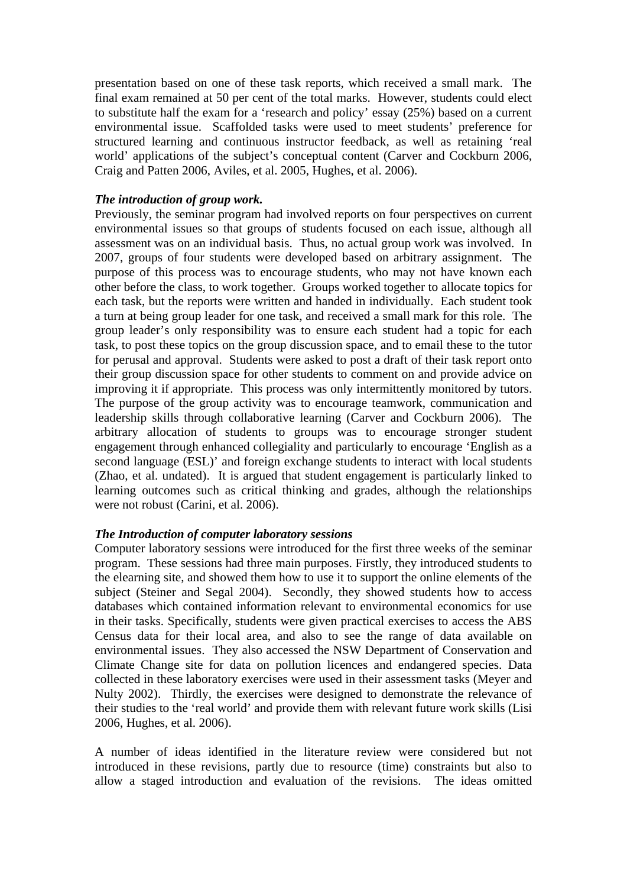presentation based on one of these task reports, which received a small mark. The final exam remained at 50 per cent of the total marks. However, students could elect to substitute half the exam for a 'research and policy' essay (25%) based on a current environmental issue. Scaffolded tasks were used to meet students' preference for structured learning and continuous instructor feedback, as well as retaining 'real world' applications of the subject's conceptual content (Carver and Cockburn 2006, Craig and Patten 2006, Aviles, et al. 2005, Hughes, et al. 2006).

***The introduction of group work.***

Previously, the seminar program had involved reports on four perspectives on current environmental issues so that groups of students focused on each issue, although all assessment was on an individual basis. Thus, no actual group work was involved. In 2007, groups of four students were developed based on arbitrary assignment. The purpose of this process was to encourage students, who may not have known each other before the class, to work together. Groups worked together to allocate topics for each task, but the reports were written and handed in individually. Each student took a turn at being group leader for one task, and received a small mark for this role. The group leader's only responsibility was to ensure each student had a topic for each task, to post these topics on the group discussion space, and to email these to the tutor for perusal and approval. Students were asked to post a draft of their task report onto their group discussion space for other students to comment on and provide advice on improving it if appropriate. This process was only intermittently monitored by tutors. The purpose of the group activity was to encourage teamwork, communication and leadership skills through collaborative learning (Carver and Cockburn 2006). The arbitrary allocation of students to groups was to encourage stronger student engagement through enhanced collegiality and particularly to encourage 'English as a second language (ESL)' and foreign exchange students to interact with local students (Zhao, et al. undated). It is argued that student engagement is particularly linked to learning outcomes such as critical thinking and grades, although the relationships were not robust (Carini, et al. 2006).

***The Introduction of computer laboratory sessions***

Computer laboratory sessions were introduced for the first three weeks of the seminar program. These sessions had three main purposes. Firstly, they introduced students to the elearning site, and showed them how to use it to support the online elements of the subject (Steiner and Segal 2004). Secondly, they showed students how to access databases which contained information relevant to environmental economics for use in their tasks. Specifically, students were given practical exercises to access the ABS Census data for their local area, and also to see the range of data available on environmental issues. They also accessed the NSW Department of Conservation and Climate Change site for data on pollution licences and endangered species. Data collected in these laboratory exercises were used in their assessment tasks (Meyer and Nulty 2002). Thirdly, the exercises were designed to demonstrate the relevance of their studies to the 'real world' and provide them with relevant future work skills (Lisi 2006, Hughes, et al. 2006).

A number of ideas identified in the literature review were considered but not introduced in these revisions, partly due to resource (time) constraints but also to allow a staged introduction and evaluation of the revisions. The ideas omitted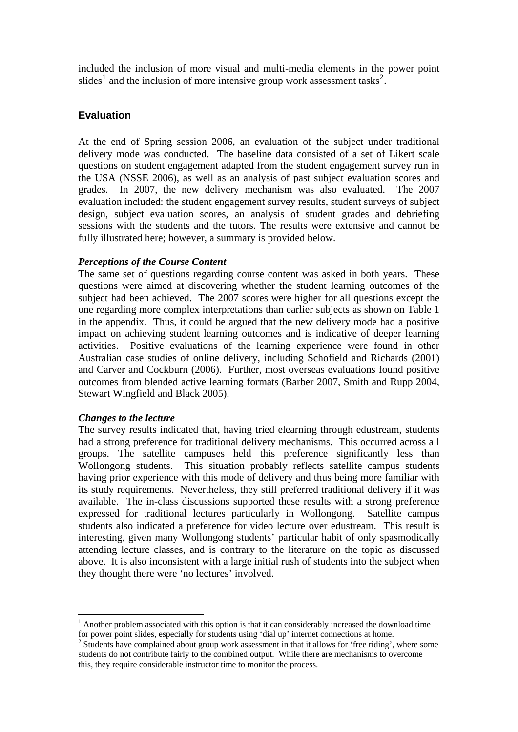included the inclusion of more visual and multi-media elements in the power point slides[1] and the inclusion of more intensive group work assessment tasks[2].

## Evaluation

At the end of Spring session 2006, an evaluation of the subject under traditional delivery mode was conducted. The baseline data consisted of a set of Likert scale questions on student engagement adapted from the student engagement survey run in the USA (NSSE 2006), as well as an analysis of past subject evaluation scores and grades. In 2007, the new delivery mechanism was also evaluated. The 2007 evaluation included: the student engagement survey results, student surveys of subject design, subject evaluation scores, an analysis of student grades and debriefing sessions with the students and the tutors. The results were extensive and cannot be fully illustrated here; however, a summary is provided below.

### *Perceptions of the Course Content*

The same set of questions regarding course content was asked in both years. These questions were aimed at discovering whether the student learning outcomes of the subject had been achieved. The 2007 scores were higher for all questions except the one regarding more complex interpretations than earlier subjects as shown on Table 1 in the appendix. Thus, it could be argued that the new delivery mode had a positive impact on achieving student learning outcomes and is indicative of deeper learning activities. Positive evaluations of the learning experience were found in other Australian case studies of online delivery, including Schofield and Richards (2001) and Carver and Cockburn (2006). Further, most overseas evaluations found positive outcomes from blended active learning formats (Barber 2007, Smith and Rupp 2004, Stewart Wingfield and Black 2005).

### *Changes to the lecture*

The survey results indicated that, having tried elearning through edustream, students had a strong preference for traditional delivery mechanisms. This occurred across all groups. The satellite campuses held this preference significantly less than Wollongong students. This situation probably reflects satellite campus students having prior experience with this mode of delivery and thus being more familiar with its study requirements. Nevertheless, they still preferred traditional delivery if it was available. The in-class discussions supported these results with a strong preference expressed for traditional lectures particularly in Wollongong. Satellite campus students also indicated a preference for video lecture over edustream. This result is interesting, given many Wollongong students' particular habit of only spasmodically attending lecture classes, and is contrary to the literature on the topic as discussed above. It is also inconsistent with a large initial rush of students into the subject when they thought there were 'no lectures' involved.

---

[1] Another problem associated with this option is that it can considerably increased the download time for power point slides, especially for students using 'dial up' internet connections at home.

[2] Students have complained about group work assessment in that it allows for 'free riding', where some students do not contribute fairly to the combined output. While there are mechanisms to overcome this, they require considerable instructor time to monitor the process.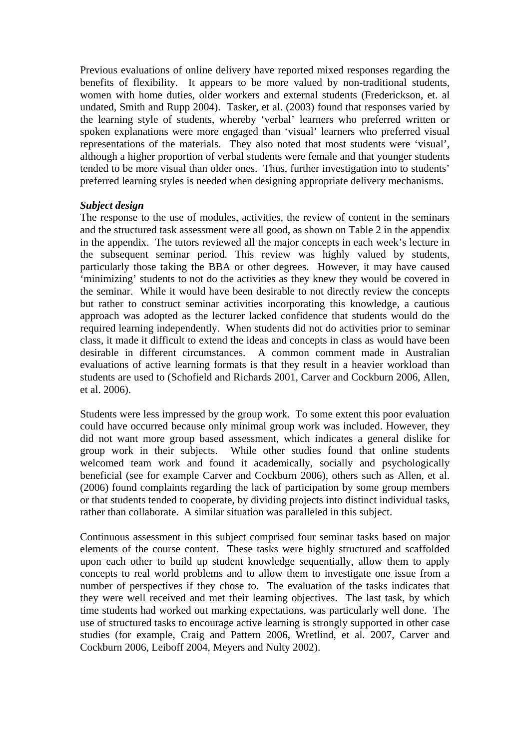Previous evaluations of online delivery have reported mixed responses regarding the benefits of flexibility. It appears to be more valued by non-traditional students, women with home duties, older workers and external students (Frederickson, et. al undated, Smith and Rupp 2004). Tasker, et al. (2003) found that responses varied by the learning style of students, whereby 'verbal' learners who preferred written or spoken explanations were more engaged than 'visual' learners who preferred visual representations of the materials. They also noted that most students were 'visual', although a higher proportion of verbal students were female and that younger students tended to be more visual than older ones. Thus, further investigation into to students' preferred learning styles is needed when designing appropriate delivery mechanisms.

***Subject design***

The response to the use of modules, activities, the review of content in the seminars and the structured task assessment were all good, as shown on Table 2 in the appendix in the appendix. The tutors reviewed all the major concepts in each week's lecture in the subsequent seminar period. This review was highly valued by students, particularly those taking the BBA or other degrees. However, it may have caused 'minimizing' students to not do the activities as they knew they would be covered in the seminar. While it would have been desirable to not directly review the concepts but rather to construct seminar activities incorporating this knowledge, a cautious approach was adopted as the lecturer lacked confidence that students would do the required learning independently. When students did not do activities prior to seminar class, it made it difficult to extend the ideas and concepts in class as would have been desirable in different circumstances. A common comment made in Australian evaluations of active learning formats is that they result in a heavier workload than students are used to (Schofield and Richards 2001, Carver and Cockburn 2006, Allen, et al. 2006).

Students were less impressed by the group work. To some extent this poor evaluation could have occurred because only minimal group work was included. However, they did not want more group based assessment, which indicates a general dislike for group work in their subjects. While other studies found that online students welcomed team work and found it academically, socially and psychologically beneficial (see for example Carver and Cockburn 2006), others such as Allen, et al. (2006) found complaints regarding the lack of participation by some group members or that students tended to cooperate, by dividing projects into distinct individual tasks, rather than collaborate. A similar situation was paralleled in this subject.

Continuous assessment in this subject comprised four seminar tasks based on major elements of the course content. These tasks were highly structured and scaffolded upon each other to build up student knowledge sequentially, allow them to apply concepts to real world problems and to allow them to investigate one issue from a number of perspectives if they chose to. The evaluation of the tasks indicates that they were well received and met their learning objectives. The last task, by which time students had worked out marking expectations, was particularly well done. The use of structured tasks to encourage active learning is strongly supported in other case studies (for example, Craig and Pattern 2006, Wretlind, et al. 2007, Carver and Cockburn 2006, Leiboff 2004, Meyers and Nulty 2002).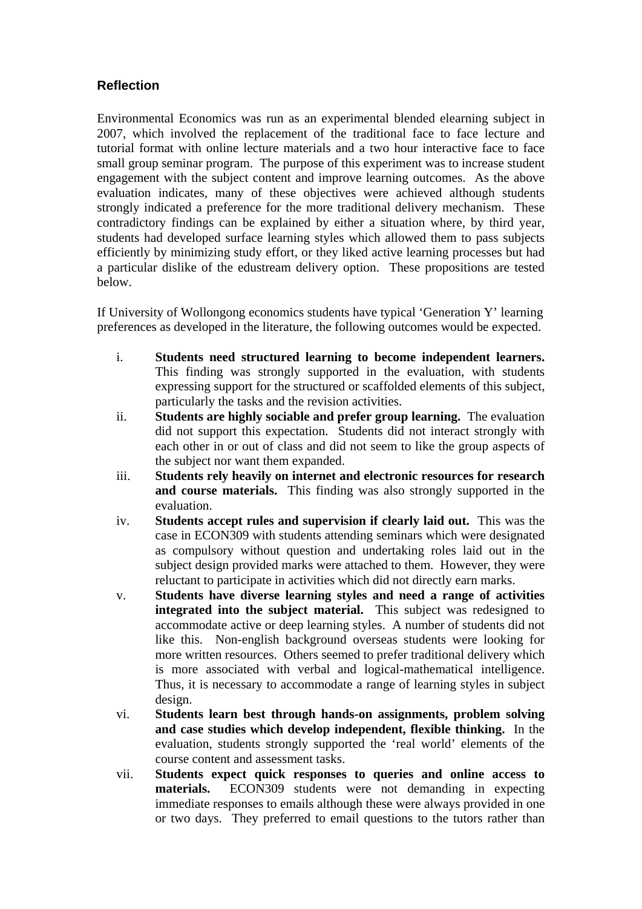## Reflection

Environmental Economics was run as an experimental blended elearning subject in 2007, which involved the replacement of the traditional face to face lecture and tutorial format with online lecture materials and a two hour interactive face to face small group seminar program. The purpose of this experiment was to increase student engagement with the subject content and improve learning outcomes. As the above evaluation indicates, many of these objectives were achieved although students strongly indicated a preference for the more traditional delivery mechanism. These contradictory findings can be explained by either a situation where, by third year, students had developed surface learning styles which allowed them to pass subjects efficiently by minimizing study effort, or they liked active learning processes but had a particular dislike of the edustream delivery option. These propositions are tested below.

If University of Wollongong economics students have typical 'Generation Y' learning preferences as developed in the literature, the following outcomes would be expected.

i. **Students need structured learning to become independent learners.** This finding was strongly supported in the evaluation, with students expressing support for the structured or scaffolded elements of this subject, particularly the tasks and the revision activities.

ii. **Students are highly sociable and prefer group learning.** The evaluation did not support this expectation. Students did not interact strongly with each other in or out of class and did not seem to like the group aspects of the subject nor want them expanded.

iii. **Students rely heavily on internet and electronic resources for research and course materials.** This finding was also strongly supported in the evaluation.

iv. **Students accept rules and supervision if clearly laid out.** This was the case in ECON309 with students attending seminars which were designated as compulsory without question and undertaking roles laid out in the subject design provided marks were attached to them. However, they were reluctant to participate in activities which did not directly earn marks.

v. **Students have diverse learning styles and need a range of activities integrated into the subject material.** This subject was redesigned to accommodate active or deep learning styles. A number of students did not like this. Non-english background overseas students were looking for more written resources. Others seemed to prefer traditional delivery which is more associated with verbal and logical-mathematical intelligence. Thus, it is necessary to accommodate a range of learning styles in subject design.

vi. **Students learn best through hands-on assignments, problem solving and case studies which develop independent, flexible thinking.** In the evaluation, students strongly supported the 'real world' elements of the course content and assessment tasks.

vii. **Students expect quick responses to queries and online access to materials.** ECON309 students were not demanding in expecting immediate responses to emails although these were always provided in one or two days. They preferred to email questions to the tutors rather than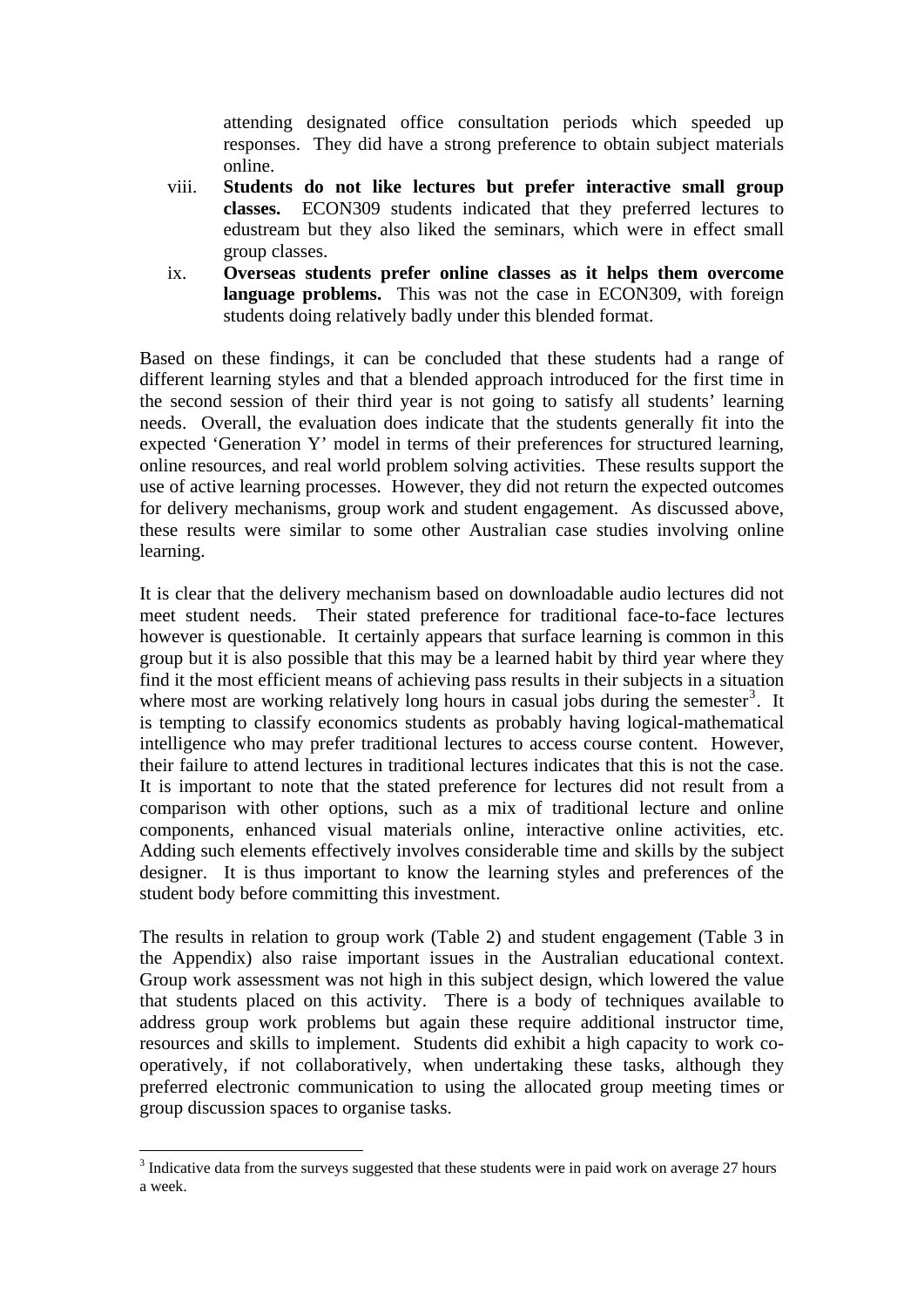attending designated office consultation periods which speeded up responses. They did have a strong preference to obtain subject materials online.

viii. **Students do not like lectures but prefer interactive small group classes.** ECON309 students indicated that they preferred lectures to edustream but they also liked the seminars, which were in effect small group classes.

ix. **Overseas students prefer online classes as it helps them overcome language problems.** This was not the case in ECON309, with foreign students doing relatively badly under this blended format.

Based on these findings, it can be concluded that these students had a range of different learning styles and that a blended approach introduced for the first time in the second session of their third year is not going to satisfy all students' learning needs. Overall, the evaluation does indicate that the students generally fit into the expected 'Generation Y' model in terms of their preferences for structured learning, online resources, and real world problem solving activities. These results support the use of active learning processes. However, they did not return the expected outcomes for delivery mechanisms, group work and student engagement. As discussed above, these results were similar to some other Australian case studies involving online learning.

It is clear that the delivery mechanism based on downloadable audio lectures did not meet student needs. Their stated preference for traditional face-to-face lectures however is questionable. It certainly appears that surface learning is common in this group but it is also possible that this may be a learned habit by third year where they find it the most efficient means of achieving pass results in their subjects in a situation where most are working relatively long hours in casual jobs during the semester[3]. It is tempting to classify economics students as probably having logical-mathematical intelligence who may prefer traditional lectures to access course content. However, their failure to attend lectures in traditional lectures indicates that this is not the case. It is important to note that the stated preference for lectures did not result from a comparison with other options, such as a mix of traditional lecture and online components, enhanced visual materials online, interactive online activities, etc. Adding such elements effectively involves considerable time and skills by the subject designer. It is thus important to know the learning styles and preferences of the student body before committing this investment.

The results in relation to group work (Table 2) and student engagement (Table 3 in the Appendix) also raise important issues in the Australian educational context. Group work assessment was not high in this subject design, which lowered the value that students placed on this activity. There is a body of techniques available to address group work problems but again these require additional instructor time, resources and skills to implement. Students did exhibit a high capacity to work co-operatively, if not collaboratively, when undertaking these tasks, although they preferred electronic communication to using the allocated group meeting times or group discussion spaces to organise tasks.

[3] Indicative data from the surveys suggested that these students were in paid work on average 27 hours a week.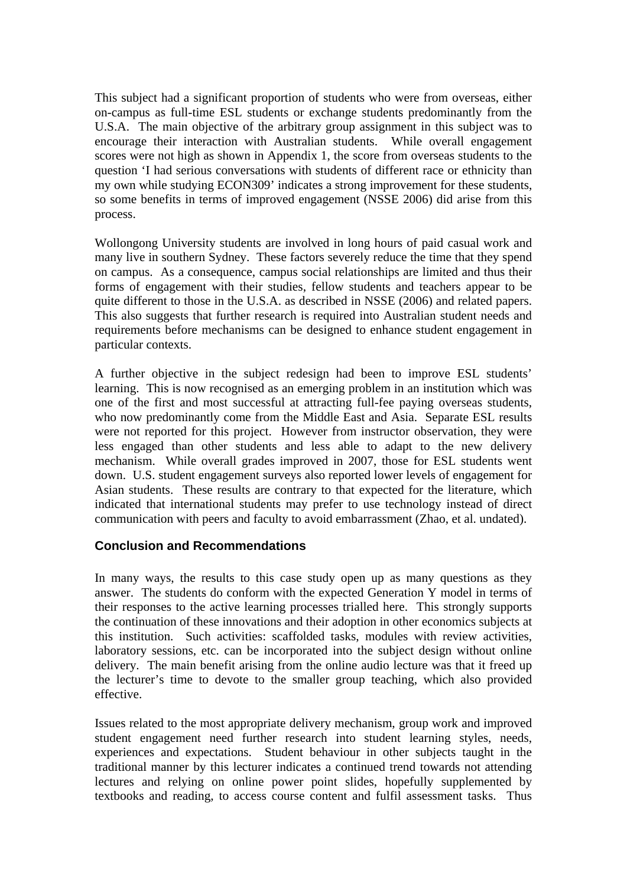This subject had a significant proportion of students who were from overseas, either on-campus as full-time ESL students or exchange students predominantly from the U.S.A. The main objective of the arbitrary group assignment in this subject was to encourage their interaction with Australian students. While overall engagement scores were not high as shown in Appendix 1, the score from overseas students to the question 'I had serious conversations with students of different race or ethnicity than my own while studying ECON309' indicates a strong improvement for these students, so some benefits in terms of improved engagement (NSSE 2006) did arise from this process.

Wollongong University students are involved in long hours of paid casual work and many live in southern Sydney. These factors severely reduce the time that they spend on campus. As a consequence, campus social relationships are limited and thus their forms of engagement with their studies, fellow students and teachers appear to be quite different to those in the U.S.A. as described in NSSE (2006) and related papers. This also suggests that further research is required into Australian student needs and requirements before mechanisms can be designed to enhance student engagement in particular contexts.

A further objective in the subject redesign had been to improve ESL students' learning. This is now recognised as an emerging problem in an institution which was one of the first and most successful at attracting full-fee paying overseas students, who now predominantly come from the Middle East and Asia. Separate ESL results were not reported for this project. However from instructor observation, they were less engaged than other students and less able to adapt to the new delivery mechanism. While overall grades improved in 2007, those for ESL students went down. U.S. student engagement surveys also reported lower levels of engagement for Asian students. These results are contrary to that expected for the literature, which indicated that international students may prefer to use technology instead of direct communication with peers and faculty to avoid embarrassment (Zhao, et al. undated).

## Conclusion and Recommendations

In many ways, the results to this case study open up as many questions as they answer. The students do conform with the expected Generation Y model in terms of their responses to the active learning processes trialled here. This strongly supports the continuation of these innovations and their adoption in other economics subjects at this institution. Such activities: scaffolded tasks, modules with review activities, laboratory sessions, etc. can be incorporated into the subject design without online delivery. The main benefit arising from the online audio lecture was that it freed up the lecturer's time to devote to the smaller group teaching, which also provided effective.

Issues related to the most appropriate delivery mechanism, group work and improved student engagement need further research into student learning styles, needs, experiences and expectations. Student behaviour in other subjects taught in the traditional manner by this lecturer indicates a continued trend towards not attending lectures and relying on online power point slides, hopefully supplemented by textbooks and reading, to access course content and fulfil assessment tasks. Thus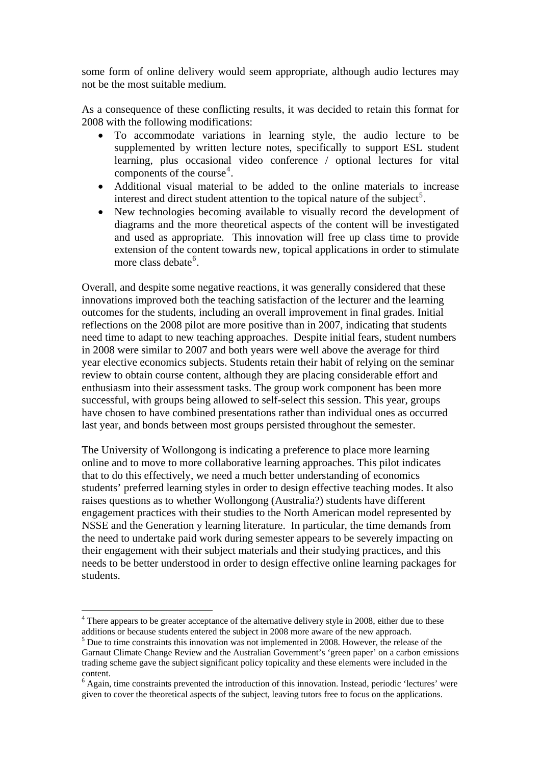some form of online delivery would seem appropriate, although audio lectures may not be the most suitable medium.

As a consequence of these conflicting results, it was decided to retain this format for 2008 with the following modifications:

- To accommodate variations in learning style, the audio lecture to be supplemented by written lecture notes, specifically to support ESL student learning, plus occasional video conference / optional lectures for vital components of the course[4].
- Additional visual material to be added to the online materials to increase interest and direct student attention to the topical nature of the subject[5].
- New technologies becoming available to visually record the development of diagrams and the more theoretical aspects of the content will be investigated and used as appropriate. This innovation will free up class time to provide extension of the content towards new, topical applications in order to stimulate more class debate[6].

Overall, and despite some negative reactions, it was generally considered that these innovations improved both the teaching satisfaction of the lecturer and the learning outcomes for the students, including an overall improvement in final grades. Initial reflections on the 2008 pilot are more positive than in 2007, indicating that students need time to adapt to new teaching approaches. Despite initial fears, student numbers in 2008 were similar to 2007 and both years were well above the average for third year elective economics subjects. Students retain their habit of relying on the seminar review to obtain course content, although they are placing considerable effort and enthusiasm into their assessment tasks. The group work component has been more successful, with groups being allowed to self-select this session. This year, groups have chosen to have combined presentations rather than individual ones as occurred last year, and bonds between most groups persisted throughout the semester.

The University of Wollongong is indicating a preference to place more learning online and to move to more collaborative learning approaches. This pilot indicates that to do this effectively, we need a much better understanding of economics students' preferred learning styles in order to design effective teaching modes. It also raises questions as to whether Wollongong (Australia?) students have different engagement practices with their studies to the North American model represented by NSSE and the Generation y learning literature. In particular, the time demands from the need to undertake paid work during semester appears to be severely impacting on their engagement with their subject materials and their studying practices, and this needs to be better understood in order to design effective online learning packages for students.

---

[4] There appears to be greater acceptance of the alternative delivery style in 2008, either due to these additions or because students entered the subject in 2008 more aware of the new approach.

[5] Due to time constraints this innovation was not implemented in 2008. However, the release of the Garnaut Climate Change Review and the Australian Government's 'green paper' on a carbon emissions trading scheme gave the subject significant policy topicality and these elements were included in the content.

[6] Again, time constraints prevented the introduction of this innovation. Instead, periodic 'lectures' were given to cover the theoretical aspects of the subject, leaving tutors free to focus on the applications.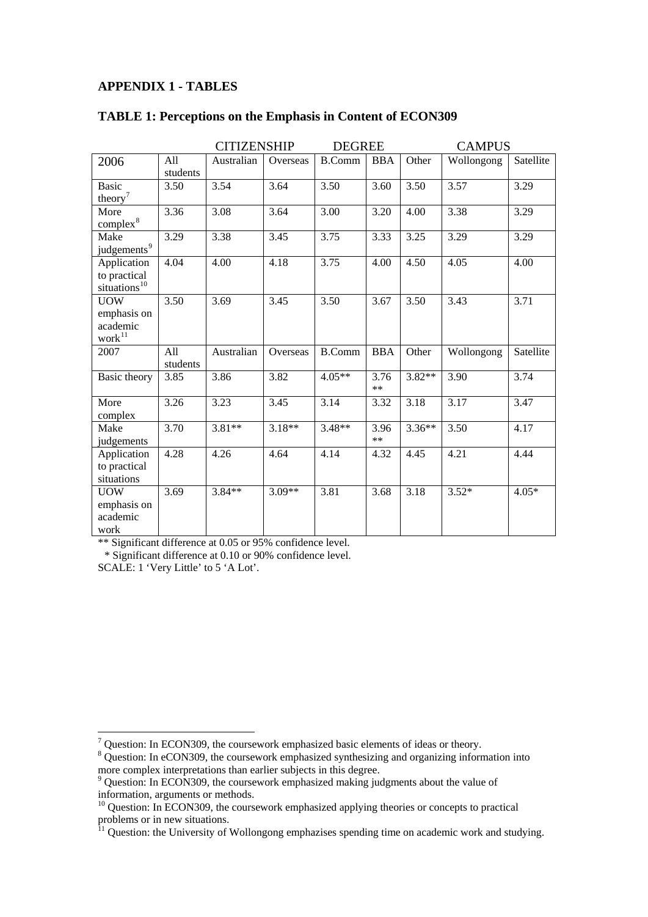## APPENDIX 1 - TABLES

### TABLE 1: Perceptions on the Emphasis in Content of ECON309

| | | CITIZENSHIP | | DEGREE | | | CAMPUS | |
|---|---|---|---|---|---|---|---|---|
| 2006 | All students | Australian | Overseas | B.Comm | BBA | Other | Wollongong | Satellite |
| Basic theory[7] | 3.50 | 3.54 | 3.64 | 3.50 | 3.60 | 3.50 | 3.57 | 3.29 |
| More complex[8] | 3.36 | 3.08 | 3.64 | 3.00 | 3.20 | 4.00 | 3.38 | 3.29 |
| Make judgements[9] | 3.29 | 3.38 | 3.45 | 3.75 | 3.33 | 3.25 | 3.29 | 3.29 |
| Application to practical situations[10] | 4.04 | 4.00 | 4.18 | 3.75 | 4.00 | 4.50 | 4.05 | 4.00 |
| UOW emphasis on academic work[11] | 3.50 | 3.69 | 3.45 | 3.50 | 3.67 | 3.50 | 3.43 | 3.71 |
| 2007 | All students | Australian | Overseas | B.Comm | BBA | Other | Wollongong | Satellite |
| Basic theory | 3.85 | 3.86 | 3.82 | 4.05** | 3.76 ** | 3.82** | 3.90 | 3.74 |
| More complex | 3.26 | 3.23 | 3.45 | 3.14 | 3.32 | 3.18 | 3.17 | 3.47 |
| Make judgements | 3.70 | 3.81** | 3.18** | 3.48** | 3.96 ** | 3.36** | 3.50 | 4.17 |
| Application to practical situations | 4.28 | 4.26 | 4.64 | 4.14 | 4.32 | 4.45 | 4.21 | 4.44 |
| UOW emphasis on academic work | 3.69 | 3.84** | 3.09** | 3.81 | 3.68 | 3.18 | 3.52* | 4.05* |

** Significant difference at 0.05 or 95% confidence level.
* Significant difference at 0.10 or 90% confidence level.
SCALE: 1 'Very Little' to 5 'A Lot'.

[7] Question: In ECON309, the coursework emphasized basic elements of ideas or theory.
[8] Question: In eCON309, the coursework emphasized synthesizing and organizing information into more complex interpretations than earlier subjects in this degree.
[9] Question: In ECON309, the coursework emphasized making judgments about the value of information, arguments or methods.
[10] Question: In ECON309, the coursework emphasized applying theories or concepts to practical problems or in new situations.
[11] Question: the University of Wollongong emphasizes spending time on academic work and studying.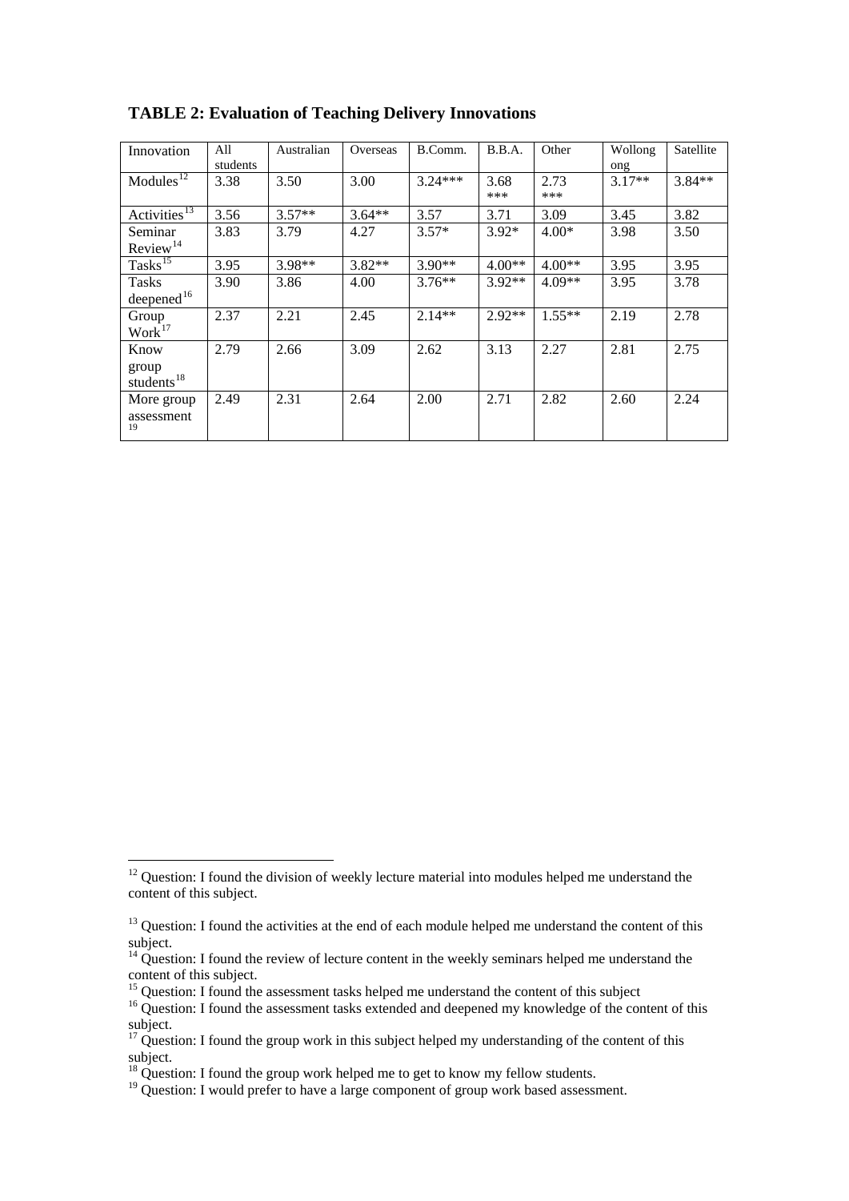**TABLE 2: Evaluation of Teaching Delivery Innovations**

| Innovation | All students | Australian | Overseas | B.Comm. | B.B.A. | Other | Wollongong | Satellite |
|---|---|---|---|---|---|---|---|---|
| Modules[12] | 3.38 | 3.50 | 3.00 | 3.24*** | 3.68 *** | 2.73 *** | 3.17** | 3.84** |
| Activities[13] | 3.56 | 3.57** | 3.64** | 3.57 | 3.71 | 3.09 | 3.45 | 3.82 |
| Seminar Review[14] | 3.83 | 3.79 | 4.27 | 3.57* | 3.92* | 4.00* | 3.98 | 3.50 |
| Tasks[15] | 3.95 | 3.98** | 3.82** | 3.90** | 4.00** | 4.00** | 3.95 | 3.95 |
| Tasks deepened[16] | 3.90 | 3.86 | 4.00 | 3.76** | 3.92** | 4.09** | 3.95 | 3.78 |
| Group Work[17] | 2.37 | 2.21 | 2.45 | 2.14** | 2.92** | 1.55** | 2.19 | 2.78 |
| Know group students[18] | 2.79 | 2.66 | 3.09 | 2.62 | 3.13 | 2.27 | 2.81 | 2.75 |
| More group assessment[19] | 2.49 | 2.31 | 2.64 | 2.00 | 2.71 | 2.82 | 2.60 | 2.24 |

---

[12] Question: I found the division of weekly lecture material into modules helped me understand the content of this subject.

[13] Question: I found the activities at the end of each module helped me understand the content of this subject.

[14] Question: I found the review of lecture content in the weekly seminars helped me understand the content of this subject.

[15] Question: I found the assessment tasks helped me understand the content of this subject

[16] Question: I found the assessment tasks extended and deepened my knowledge of the content of this subject.

[17] Question: I found the group work in this subject helped my understanding of the content of this subject.

[18] Question: I found the group work helped me to get to know my fellow students.

[19] Question: I would prefer to have a large component of group work based assessment.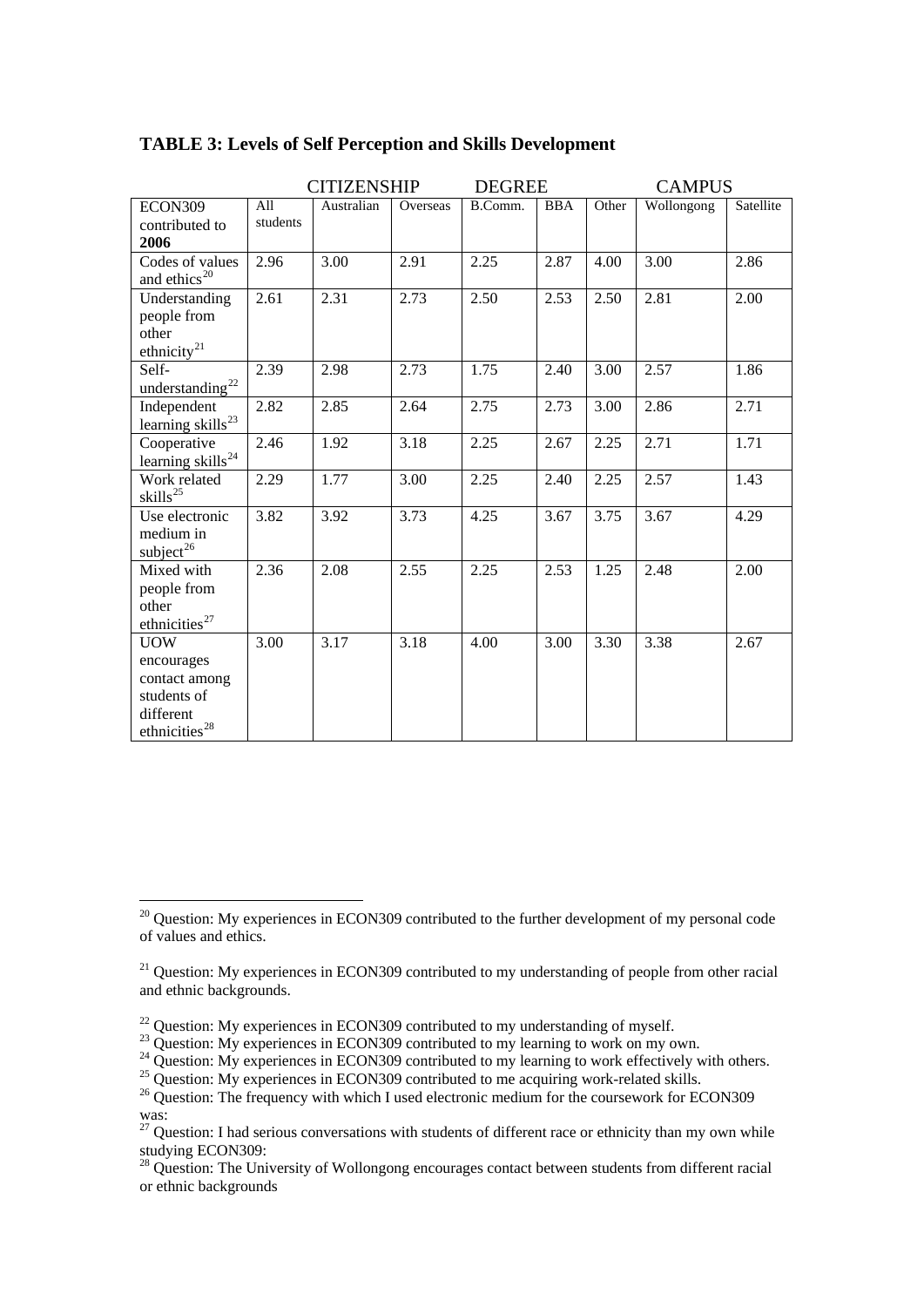**TABLE 3: Levels of Self Perception and Skills Development**

| | | CITIZENSHIP | | DEGREE | | | CAMPUS | |
|---|---|---|---|---|---|---|---|---|
| ECON309 contributed to **2006** | All students | Australian | Overseas | B.Comm. | BBA | Other | Wollongong | Satellite |
| Codes of values and ethics[20] | 2.96 | 3.00 | 2.91 | 2.25 | 2.87 | 4.00 | 3.00 | 2.86 |
| Understanding people from other ethnicity[21] | 2.61 | 2.31 | 2.73 | 2.50 | 2.53 | 2.50 | 2.81 | 2.00 |
| Self-understanding[22] | 2.39 | 2.98 | 2.73 | 1.75 | 2.40 | 3.00 | 2.57 | 1.86 |
| Independent learning skills[23] | 2.82 | 2.85 | 2.64 | 2.75 | 2.73 | 3.00 | 2.86 | 2.71 |
| Cooperative learning skills[24] | 2.46 | 1.92 | 3.18 | 2.25 | 2.67 | 2.25 | 2.71 | 1.71 |
| Work related skills[25] | 2.29 | 1.77 | 3.00 | 2.25 | 2.40 | 2.25 | 2.57 | 1.43 |
| Use electronic medium in subject[26] | 3.82 | 3.92 | 3.73 | 4.25 | 3.67 | 3.75 | 3.67 | 4.29 |
| Mixed with people from other ethnicities[27] | 2.36 | 2.08 | 2.55 | 2.25 | 2.53 | 1.25 | 2.48 | 2.00 |
| UOW encourages contact among students of different ethnicities[28] | 3.00 | 3.17 | 3.18 | 4.00 | 3.00 | 3.30 | 3.38 | 2.67 |

[20] Question: My experiences in ECON309 contributed to the further development of my personal code of values and ethics.

[21] Question: My experiences in ECON309 contributed to my understanding of people from other racial and ethnic backgrounds.

[22] Question: My experiences in ECON309 contributed to my understanding of myself.

[23] Question: My experiences in ECON309 contributed to my learning to work on my own.

[24] Question: My experiences in ECON309 contributed to my learning to work effectively with others.

[25] Question: My experiences in ECON309 contributed to me acquiring work-related skills.

[26] Question: The frequency with which I used electronic medium for the coursework for ECON309 was:

[27] Question: I had serious conversations with students of different race or ethnicity than my own while studying ECON309:

[28] Question: The University of Wollongong encourages contact between students from different racial or ethnic backgrounds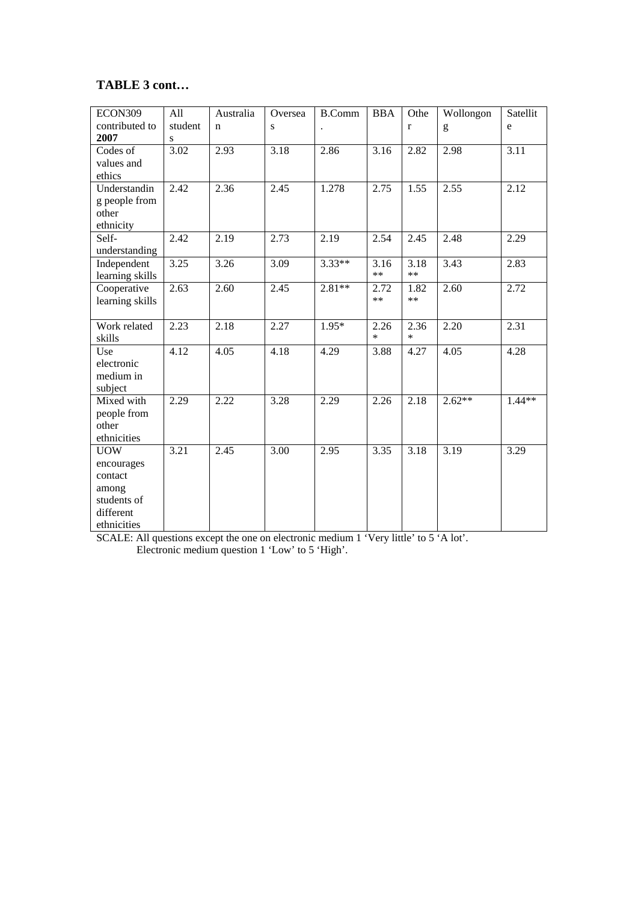**TABLE 3 cont…**

| ECON309 contributed to **2007** | All students | Australian | Overseas | B.Comm. | BBA | Other | Wollongong | Satellite |
|---|---|---|---|---|---|---|---|---|
| Codes of values and ethics | 3.02 | 2.93 | 3.18 | 2.86 | 3.16 | 2.82 | 2.98 | 3.11 |
| Understanding people from other ethnicity | 2.42 | 2.36 | 2.45 | 1.278 | 2.75 | 1.55 | 2.55 | 2.12 |
| Self-understanding | 2.42 | 2.19 | 2.73 | 2.19 | 2.54 | 2.45 | 2.48 | 2.29 |
| Independent learning skills | 3.25 | 3.26 | 3.09 | 3.33** | 3.16** | 3.18** | 3.43 | 2.83 |
| Cooperative learning skills | 2.63 | 2.60 | 2.45 | 2.81** | 2.72** | 1.82** | 2.60 | 2.72 |
| Work related skills | 2.23 | 2.18 | 2.27 | 1.95* | 2.26* | 2.36* | 2.20 | 2.31 |
| Use electronic medium in subject | 4.12 | 4.05 | 4.18 | 4.29 | 3.88 | 4.27 | 4.05 | 4.28 |
| Mixed with people from other ethnicities | 2.29 | 2.22 | 3.28 | 2.29 | 2.26 | 2.18 | 2.62** | 1.44** |
| UOW encourages contact among students of different ethnicities | 3.21 | 2.45 | 3.00 | 2.95 | 3.35 | 3.18 | 3.19 | 3.29 |

SCALE: All questions except the one on electronic medium 1 'Very little' to 5 'A lot'.
Electronic medium question 1 'Low' to 5 'High'.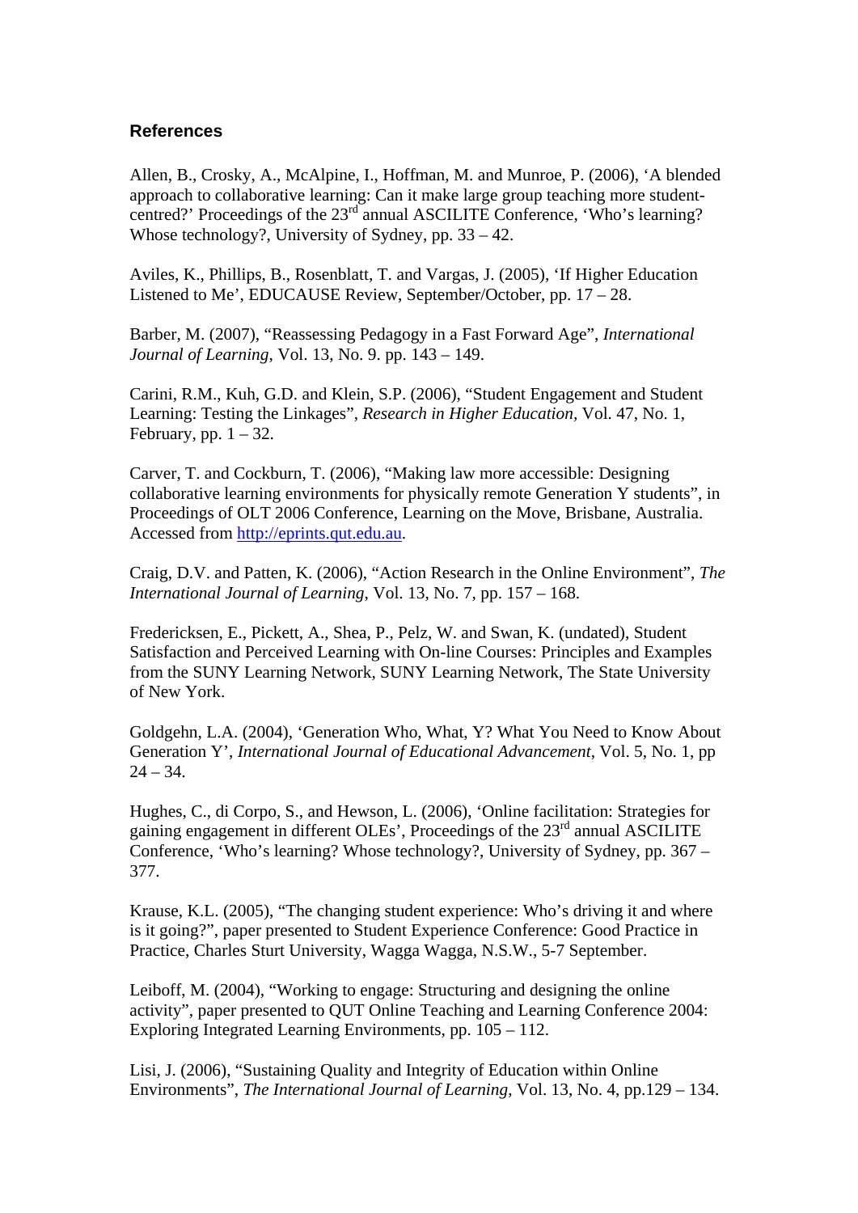### References

Allen, B., Crosky, A., McAlpine, I., Hoffman, M. and Munroe, P. (2006), ‘A blended approach to collaborative learning: Can it make large group teaching more student-centred?’ Proceedings of the 23rd annual ASCILITE Conference, ‘Who’s learning? Whose technology?, University of Sydney, pp. 33 – 42.

Aviles, K., Phillips, B., Rosenblatt, T. and Vargas, J. (2005), ‘If Higher Education Listened to Me’, EDUCAUSE Review, September/October, pp. 17 – 28.

Barber, M. (2007), “Reassessing Pedagogy in a Fast Forward Age”, *International Journal of Learning*, Vol. 13, No. 9. pp. 143 – 149.

Carini, R.M., Kuh, G.D. and Klein, S.P. (2006), “Student Engagement and Student Learning: Testing the Linkages”, *Research in Higher Education*, Vol. 47, No. 1, February, pp. 1 – 32.

Carver, T. and Cockburn, T. (2006), “Making law more accessible: Designing collaborative learning environments for physically remote Generation Y students”, in Proceedings of OLT 2006 Conference, Learning on the Move, Brisbane, Australia. Accessed from http://eprints.qut.edu.au.

Craig, D.V. and Patten, K. (2006), “Action Research in the Online Environment”, *The International Journal of Learning*, Vol. 13, No. 7, pp. 157 – 168.

Fredericksen, E., Pickett, A., Shea, P., Pelz, W. and Swan, K. (undated), Student Satisfaction and Perceived Learning with On-line Courses: Principles and Examples from the SUNY Learning Network, SUNY Learning Network, The State University of New York.

Goldgehn, L.A. (2004), ‘Generation Who, What, Y? What You Need to Know About Generation Y’, *International Journal of Educational Advancement*, Vol. 5, No. 1, pp 24 – 34.

Hughes, C., di Corpo, S., and Hewson, L. (2006), ‘Online facilitation: Strategies for gaining engagement in different OLEs’, Proceedings of the 23rd annual ASCILITE Conference, ‘Who’s learning? Whose technology?, University of Sydney, pp. 367 – 377.

Krause, K.L. (2005), “The changing student experience: Who’s driving it and where is it going?”, paper presented to Student Experience Conference: Good Practice in Practice, Charles Sturt University, Wagga Wagga, N.S.W., 5-7 September.

Leiboff, M. (2004), “Working to engage: Structuring and designing the online activity”, paper presented to QUT Online Teaching and Learning Conference 2004: Exploring Integrated Learning Environments, pp. 105 – 112.

Lisi, J. (2006), “Sustaining Quality and Integrity of Education within Online Environments”, *The International Journal of Learning*, Vol. 13, No. 4, pp.129 – 134.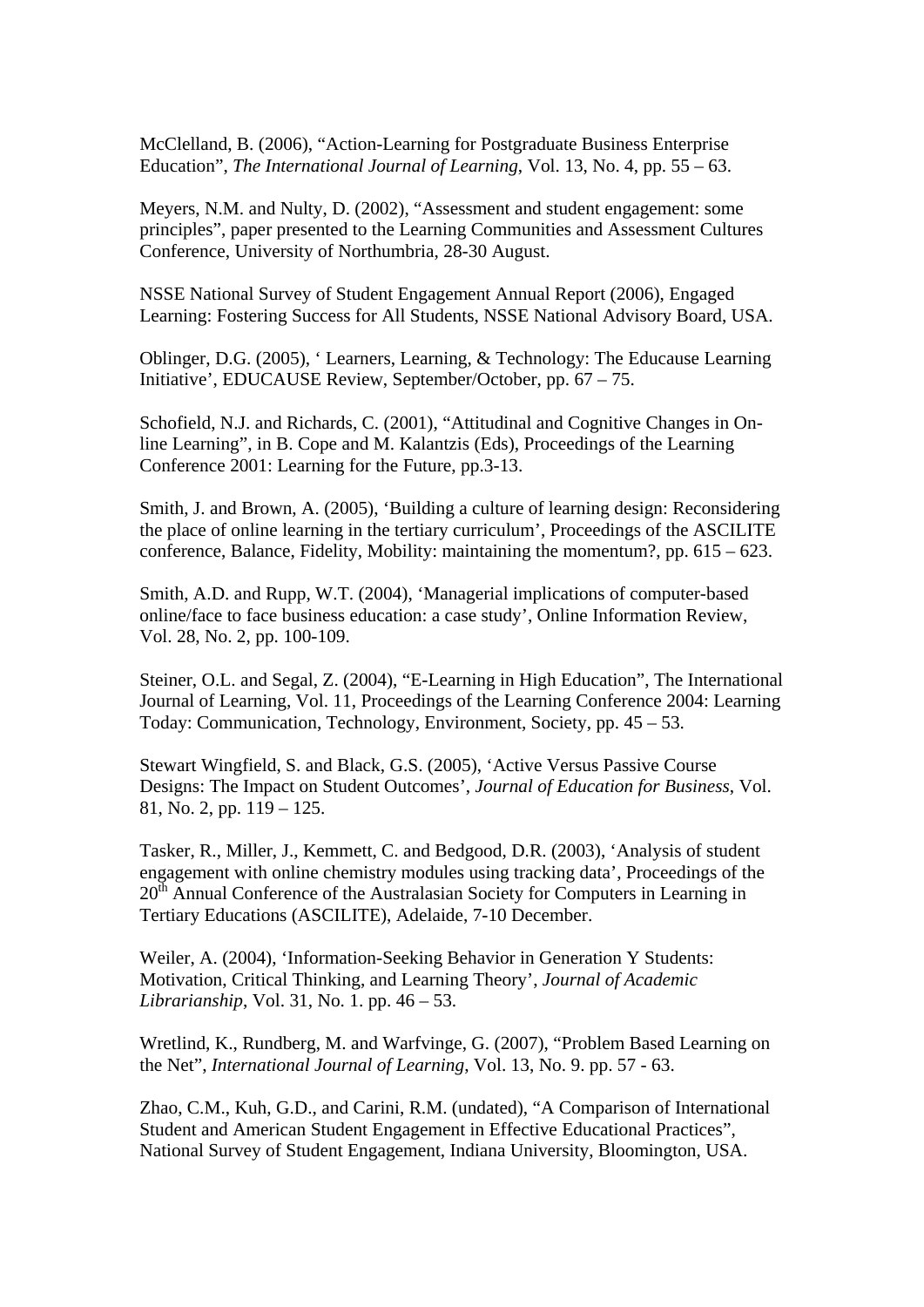McClelland, B. (2006), “Action-Learning for Postgraduate Business Enterprise Education”, *The International Journal of Learning*, Vol. 13, No. 4, pp. 55 – 63.

Meyers, N.M. and Nulty, D. (2002), “Assessment and student engagement: some principles”, paper presented to the Learning Communities and Assessment Cultures Conference, University of Northumbria, 28-30 August.

NSSE National Survey of Student Engagement Annual Report (2006), Engaged Learning: Fostering Success for All Students, NSSE National Advisory Board, USA.

Oblinger, D.G. (2005), ‘ Learners, Learning, & Technology: The Educause Learning Initiative’, EDUCAUSE Review, September/October, pp. 67 – 75.

Schofield, N.J. and Richards, C. (2001), “Attitudinal and Cognitive Changes in On-line Learning”, in B. Cope and M. Kalantzis (Eds), Proceedings of the Learning Conference 2001: Learning for the Future, pp.3-13.

Smith, J. and Brown, A. (2005), ‘Building a culture of learning design: Reconsidering the place of online learning in the tertiary curriculum’, Proceedings of the ASCILITE conference, Balance, Fidelity, Mobility: maintaining the momentum?, pp. 615 – 623.

Smith, A.D. and Rupp, W.T. (2004), ‘Managerial implications of computer-based online/face to face business education: a case study’, Online Information Review, Vol. 28, No. 2, pp. 100-109.

Steiner, O.L. and Segal, Z. (2004), “E-Learning in High Education”, The International Journal of Learning, Vol. 11, Proceedings of the Learning Conference 2004: Learning Today: Communication, Technology, Environment, Society, pp. 45 – 53.

Stewart Wingfield, S. and Black, G.S. (2005), ‘Active Versus Passive Course Designs: The Impact on Student Outcomes’, *Journal of Education for Business*, Vol. 81, No. 2, pp. 119 – 125.

Tasker, R., Miller, J., Kemmett, C. and Bedgood, D.R. (2003), ‘Analysis of student engagement with online chemistry modules using tracking data’, Proceedings of the 20th Annual Conference of the Australasian Society for Computers in Learning in Tertiary Educations (ASCILITE), Adelaide, 7-10 December.

Weiler, A. (2004), ‘Information-Seeking Behavior in Generation Y Students: Motivation, Critical Thinking, and Learning Theory’, *Journal of Academic Librarianship*, Vol. 31, No. 1. pp. 46 – 53.

Wretlind, K., Rundberg, M. and Warfvinge, G. (2007), “Problem Based Learning on the Net”, *International Journal of Learning*, Vol. 13, No. 9. pp. 57 - 63.

Zhao, C.M., Kuh, G.D., and Carini, R.M. (undated), “A Comparison of International Student and American Student Engagement in Effective Educational Practices”, National Survey of Student Engagement, Indiana University, Bloomington, USA.